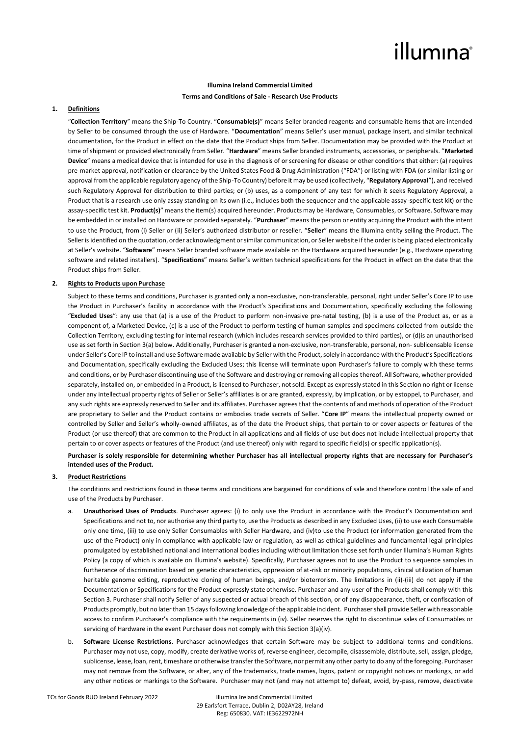**Illumina Ireland Commercial Limited**

**Terms and Conditions of Sale - Research Use Products**

## 1. Definitions

"**Collection Territory**" means the Ship-To Country. "**Consumable(s)**" means Seller branded reagents and consumable items that are intended by Seller to be consumed through the use of Hardware. "**Documentation**" means Seller's user manual, package insert, and similar technical documentation, for the Product in effect on the date that the Product ships from Seller. Documentation may be provided with the Product at time of shipment or provided electronically from Seller. "**Hardware**" means Seller branded instruments, accessories, or peripherals. "**Marketed Device**" means a medical device that is intended for use in the diagnosis of or screening for disease or other conditions that either: (a) requires pre-market approval, notification or clearance by the United States Food & Drug Administration ("FDA") or listing with FDA (or similar listing or approval from the applicable regulatory agency of the Ship-To Country) before it may be used (collectively, "**Regulatory Approval**"), and received such Regulatory Approval for distribution to third parties; or (b) uses, as a component of any test for which it seeks Regulatory Approval, a Product that is a research use only assay standing on its own (i.e., includes both the sequencer and the applicable assay-specific test kit) or the assay-specific test kit. **Product(s)**" means the item(s) acquired hereunder. Products may be Hardware, Consumables, or Software. Software may be embedded in or installed on Hardware or provided separately. "**Purchaser**" means the person or entity acquiring the Product with the intent to use the Product, from (i) Seller or (ii) Seller's authorized distributor or reseller. "**Seller**" means the Illumina entity selling the Product. The Seller is identified on the quotation, order acknowledgment or similar communication, or Seller website if the order is being placed electronically at Seller's website. "**Software**" means Seller branded software made available on the Hardware acquired hereunder (e.g., Hardware operating software and related installers). "**Specifications**" means Seller's written technical specifications for the Product in effect on the date that the Product ships from Seller.

## 2. Rights to Products upon Purchase

Subject to these terms and conditions, Purchaser is granted only a non-exclusive, non-transferable, personal, right under Seller's Core IP to use the Product in Purchaser's facility in accordance with the Product's Specifications and Documentation, specifically excluding the following "**Excluded Uses**": any use that (a) is a use of the Product to perform non-invasive pre-natal testing, (b) is a use of the Product as, or as a component of, a Marketed Device, (c) is a use of the Product to perform testing of human samples and specimens collected from outside the Collection Territory, excluding testing for internal research (which includes research services provided to third parties), or (d)is an unauthorised use as set forth in Section 3(a) below. Additionally, Purchaser is granted a non-exclusive, non-transferable, personal, non- sublicensable license under Seller's Core IP to install and use Software made available by Seller with the Product, solely in accordance with the Product's Specifications and Documentation, specifically excluding the Excluded Uses; this license will terminate upon Purchaser's failure to comply with these terms and conditions, or by Purchaser discontinuing use of the Software and destroying or removing all copies thereof. All Software, whether provided separately, installed on, or embedded in a Product, is licensed to Purchaser, not sold. Except as expressly stated in this Section no right or license under any intellectual property rights of Seller or Seller's affiliates is or are granted, expressly, by implication, or by estoppel, to Purchaser, and any such rights are expressly reserved to Seller and its affiliates. Purchaser agrees that the contents of and methods of operation of the Product are proprietary to Seller and the Product contains or embodies trade secrets of Seller. "**Core IP**" means the intellectual property owned or controlled by Seller and Seller's wholly-owned affiliates, as of the date the Product ships, that pertain to or cover aspects or features of the Product (or use thereof) that are common to the Product in all applications and all fields of use but does not include intellectual property that pertain to or cover aspects or features of the Product (and use thereof) only with regard to specific field(s) or specific application(s).

**Purchaser is solely responsible for determining whether Purchaser has all intellectual property rights that are necessary for Purchaser's intended uses of the Product.**

## 3. Product Restrictions

The conditions and restrictions found in these terms and conditions are bargained for conditions of sale and therefore control the sale of and use of the Products by Purchaser.

a. **Unauthorised Uses of Products**. Purchaser agrees: (i) to only use the Product in accordance with the Product's Documentation and Specifications and not to, nor authorise any third party to, use the Products as described in any Excluded Uses, (ii) to use each Consumable only one time, (iii) to use only Seller Consumables with Seller Hardware, and (iv)to use the Product (or information generated from the use of the Product) only in compliance with applicable law or regulation, as well as ethical guidelines and fundamental legal principles promulgated by established national and international bodies including without limitation those set forth under Illumina's Human Rights Policy (a copy of which is available on Illumina's website). Specifically, Purchaser agrees not to use the Product to sequence samples in furtherance of discrimination based on genetic characteristics, oppression of at-risk or minority populations, clinical utilization of human heritable genome editing, reproductive cloning of human beings, and/or bioterrorism. The limitations in (ii)-(iii) do not apply if the Documentation or Specifications for the Product expressly state otherwise. Purchaser and any user of the Products shall comply with this Section 3. Purchaser shall notify Seller of any suspected or actual breach of this section, or of any disappearance, theft, or confiscation of Products promptly, but no later than 15 days following knowledge of the applicable incident. Purchaser shall provide Seller with reasonable access to confirm Purchaser's compliance with the requirements in (iv). Seller reserves the right to discontinue sales of Consumables or servicing of Hardware in the event Purchaser does not comply with this Section 3(a)(iv).

b. **Software License Restrictions**. Purchaser acknowledges that certain Software may be subject to additional terms and conditions. Purchaser may not use, copy, modify, create derivative works of, reverse engineer, decompile, disassemble, distribute, sell, assign, pledge, sublicense, lease, loan, rent, timeshare or otherwise transfer the Software, nor permit any other party to do any of the foregoing. Purchaser may not remove from the Software, or alter, any of the trademarks, trade names, logos, patent or copyright notices or markings, or add any other notices or markings to the Software. Purchaser may not (and may not attempt to) defeat, avoid, by-pass, remove, deactivate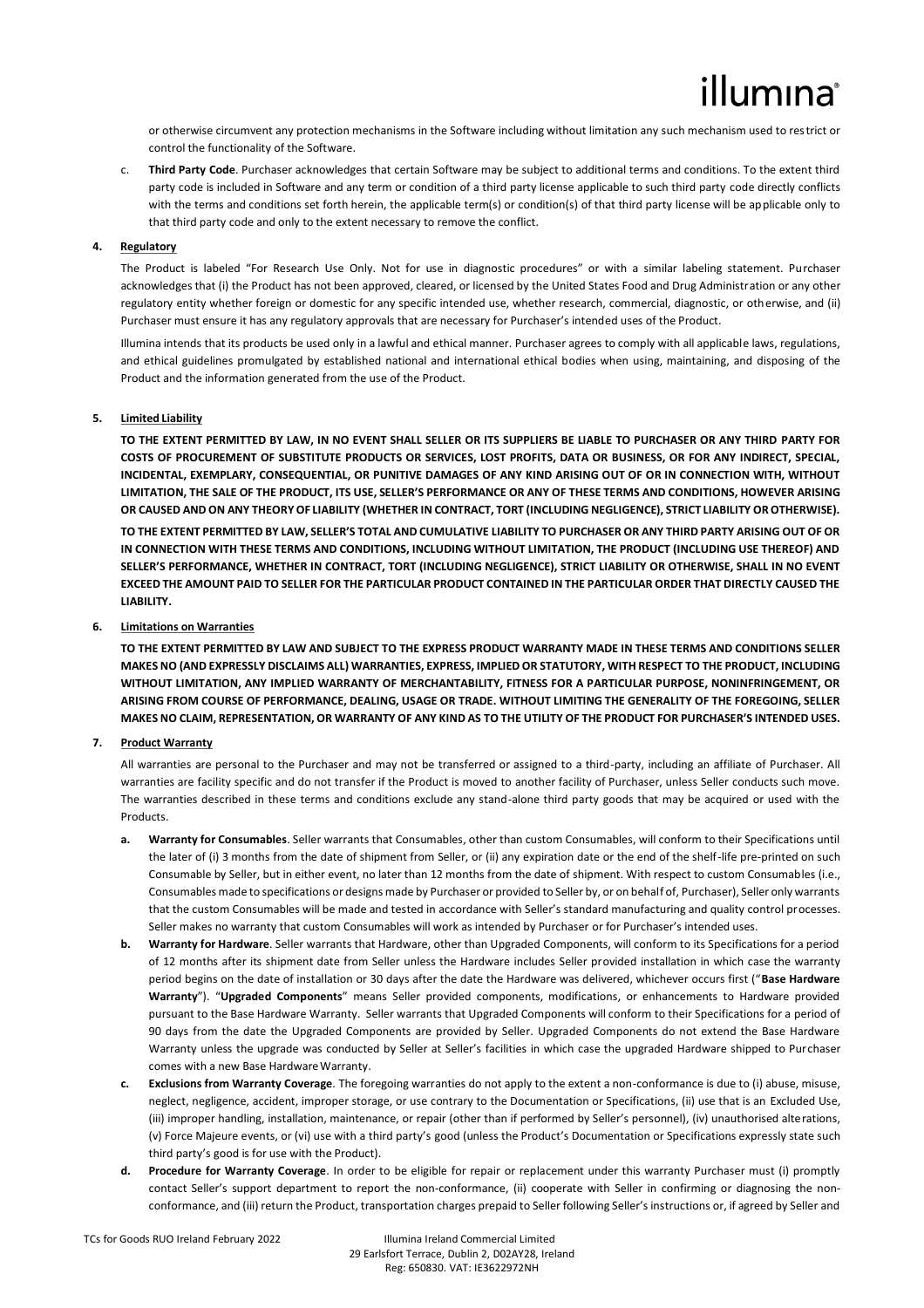or otherwise circumvent any protection mechanisms in the Software including without limitation any such mechanism used to restrict or control the functionality of the Software.

c. **Third Party Code**. Purchaser acknowledges that certain Software may be subject to additional terms and conditions. To the extent third party code is included in Software and any term or condition of a third party license applicable to such third party code directly conflicts with the terms and conditions set forth herein, the applicable term(s) or condition(s) of that third party license will be applicable only to that third party code and only to the extent necessary to remove the conflict.

**4. Regulatory**

The Product is labeled "For Research Use Only. Not for use in diagnostic procedures" or with a similar labeling statement. Purchaser acknowledges that (i) the Product has not been approved, cleared, or licensed by the United States Food and Drug Administration or any other regulatory entity whether foreign or domestic for any specific intended use, whether research, commercial, diagnostic, or otherwise, and (ii) Purchaser must ensure it has any regulatory approvals that are necessary for Purchaser's intended uses of the Product.

Illumina intends that its products be used only in a lawful and ethical manner. Purchaser agrees to comply with all applicable laws, regulations, and ethical guidelines promulgated by established national and international ethical bodies when using, maintaining, and disposing of the Product and the information generated from the use of the Product.

**5. Limited Liability**

**TO THE EXTENT PERMITTED BY LAW, IN NO EVENT SHALL SELLER OR ITS SUPPLIERS BE LIABLE TO PURCHASER OR ANY THIRD PARTY FOR COSTS OF PROCUREMENT OF SUBSTITUTE PRODUCTS OR SERVICES, LOST PROFITS, DATA OR BUSINESS, OR FOR ANY INDIRECT, SPECIAL, INCIDENTAL, EXEMPLARY, CONSEQUENTIAL, OR PUNITIVE DAMAGES OF ANY KIND ARISING OUT OF OR IN CONNECTION WITH, WITHOUT LIMITATION, THE SALE OF THE PRODUCT, ITS USE, SELLER'S PERFORMANCE OR ANY OF THESE TERMS AND CONDITIONS, HOWEVER ARISING OR CAUSED AND ON ANY THEORY OF LIABILITY (WHETHER IN CONTRACT, TORT (INCLUDING NEGLIGENCE), STRICT LIABILITY OR OTHERWISE).**

**TO THE EXTENT PERMITTED BY LAW, SELLER'S TOTAL AND CUMULATIVE LIABILITY TO PURCHASER OR ANY THIRD PARTY ARISING OUT OF OR IN CONNECTION WITH THESE TERMS AND CONDITIONS, INCLUDING WITHOUT LIMITATION, THE PRODUCT (INCLUDING USE THEREOF) AND SELLER'S PERFORMANCE, WHETHER IN CONTRACT, TORT (INCLUDING NEGLIGENCE), STRICT LIABILITY OR OTHERWISE, SHALL IN NO EVENT EXCEED THE AMOUNT PAID TO SELLER FOR THE PARTICULAR PRODUCT CONTAINED IN THE PARTICULAR ORDER THAT DIRECTLY CAUSED THE LIABILITY.**

**6. Limitations on Warranties**

**TO THE EXTENT PERMITTED BY LAW AND SUBJECT TO THE EXPRESS PRODUCT WARRANTY MADE IN THESE TERMS AND CONDITIONS SELLER MAKES NO (AND EXPRESSLY DISCLAIMS ALL) WARRANTIES, EXPRESS, IMPLIED OR STATUTORY, WITH RESPECT TO THE PRODUCT, INCLUDING WITHOUT LIMITATION, ANY IMPLIED WARRANTY OF MERCHANTABILITY, FITNESS FOR A PARTICULAR PURPOSE, NONINFRINGEMENT, OR ARISING FROM COURSE OF PERFORMANCE, DEALING, USAGE OR TRADE. WITHOUT LIMITING THE GENERALITY OF THE FOREGOING, SELLER MAKES NO CLAIM, REPRESENTATION, OR WARRANTY OF ANY KIND AS TO THE UTILITY OF THE PRODUCT FOR PURCHASER'S INTENDED USES.**

**7. Product Warranty**

All warranties are personal to the Purchaser and may not be transferred or assigned to a third-party, including an affiliate of Purchaser. All warranties are facility specific and do not transfer if the Product is moved to another facility of Purchaser, unless Seller conducts such move. The warranties described in these terms and conditions exclude any stand-alone third party goods that may be acquired or used with the Products.

a. **Warranty for Consumables**. Seller warrants that Consumables, other than custom Consumables, will conform to their Specifications until the later of (i) 3 months from the date of shipment from Seller, or (ii) any expiration date or the end of the shelf-life pre-printed on such Consumable by Seller, but in either event, no later than 12 months from the date of shipment. With respect to custom Consumables (i.e., Consumables made to specifications or designs made by Purchaser or provided to Seller by, or on behalf of, Purchaser), Seller only warrants that the custom Consumables will be made and tested in accordance with Seller's standard manufacturing and quality control processes. Seller makes no warranty that custom Consumables will work as intended by Purchaser or for Purchaser's intended uses.

b. **Warranty for Hardware**. Seller warrants that Hardware, other than Upgraded Components, will conform to its Specifications for a period of 12 months after its shipment date from Seller unless the Hardware includes Seller provided installation in which case the warranty period begins on the date of installation or 30 days after the date the Hardware was delivered, whichever occurs first ("**Base Hardware Warranty**"). "**Upgraded Components**" means Seller provided components, modifications, or enhancements to Hardware provided pursuant to the Base Hardware Warranty. Seller warrants that Upgraded Components will conform to their Specifications for a period of 90 days from the date the Upgraded Components are provided by Seller. Upgraded Components do not extend the Base Hardware Warranty unless the upgrade was conducted by Seller at Seller's facilities in which case the upgraded Hardware shipped to Purchaser comes with a new Base Hardware Warranty.

c. **Exclusions from Warranty Coverage**. The foregoing warranties do not apply to the extent a non-conformance is due to (i) abuse, misuse, neglect, negligence, accident, improper storage, or use contrary to the Documentation or Specifications, (ii) use that is an Excluded Use, (iii) improper handling, installation, maintenance, or repair (other than if performed by Seller's personnel), (iv) unauthorised alterations, (v) Force Majeure events, or (vi) use with a third party's good (unless the Product's Documentation or Specifications expressly state such third party's good is for use with the Product).

d. **Procedure for Warranty Coverage**. In order to be eligible for repair or replacement under this warranty Purchaser must (i) promptly contact Seller's support department to report the non-conformance, (ii) cooperate with Seller in confirming or diagnosing the non-conformance, and (iii) return the Product, transportation charges prepaid to Seller following Seller's instructions or, if agreed by Seller and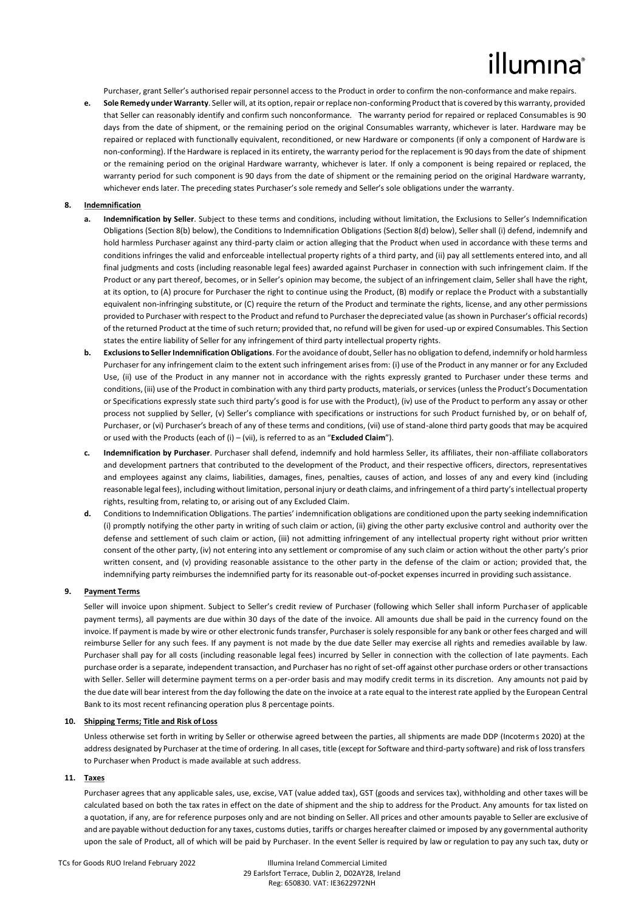Purchaser, grant Seller's authorised repair personnel access to the Product in order to confirm the non-conformance and make repairs.

**e. Sole Remedy under Warranty**. Seller will, at its option, repair or replace non-conforming Product that is covered by this warranty, provided that Seller can reasonably identify and confirm such nonconformance. The warranty period for repaired or replaced Consumables is 90 days from the date of shipment, or the remaining period on the original Consumables warranty, whichever is later. Hardware may be repaired or replaced with functionally equivalent, reconditioned, or new Hardware or components (if only a component of Hardware is non-conforming). If the Hardware is replaced in its entirety, the warranty period for the replacement is 90 days from the date of shipment or the remaining period on the original Hardware warranty, whichever is later. If only a component is being repaired or replaced, the warranty period for such component is 90 days from the date of shipment or the remaining period on the original Hardware warranty, whichever ends later. The preceding states Purchaser's sole remedy and Seller's sole obligations under the warranty.

**8. Indemnification**

**a. Indemnification by Seller**. Subject to these terms and conditions, including without limitation, the Exclusions to Seller's Indemnification Obligations (Section 8(b) below), the Conditions to Indemnification Obligations (Section 8(d) below), Seller shall (i) defend, indemnify and hold harmless Purchaser against any third-party claim or action alleging that the Product when used in accordance with these terms and conditions infringes the valid and enforceable intellectual property rights of a third party, and (ii) pay all settlements entered into, and all final judgments and costs (including reasonable legal fees) awarded against Purchaser in connection with such infringement claim. If the Product or any part thereof, becomes, or in Seller's opinion may become, the subject of an infringement claim, Seller shall have the right, at its option, to (A) procure for Purchaser the right to continue using the Product, (B) modify or replace the Product with a substantially equivalent non-infringing substitute, or (C) require the return of the Product and terminate the rights, license, and any other permissions provided to Purchaser with respect to the Product and refund to Purchaser the depreciated value (as shown in Purchaser's official records) of the returned Product at the time of such return; provided that, no refund will be given for used-up or expired Consumables. This Section states the entire liability of Seller for any infringement of third party intellectual property rights.

**b. Exclusions to Seller Indemnification Obligations**. For the avoidance of doubt, Seller has no obligation to defend, indemnify or hold harmless Purchaser for any infringement claim to the extent such infringement arises from: (i) use of the Product in any manner or for any Excluded Use, (ii) use of the Product in any manner not in accordance with the rights expressly granted to Purchaser under these terms and conditions, (iii) use of the Product in combination with any third party products, materials, or services (unless the Product's Documentation or Specifications expressly state such third party's good is for use with the Product), (iv) use of the Product to perform any assay or other process not supplied by Seller, (v) Seller's compliance with specifications or instructions for such Product furnished by, or on behalf of, Purchaser, or (vi) Purchaser's breach of any of these terms and conditions, (vii) use of stand-alone third party goods that may be acquired or used with the Products (each of (i) – (vii), is referred to as an "**Excluded Claim**").

**c. Indemnification by Purchaser**. Purchaser shall defend, indemnify and hold harmless Seller, its affiliates, their non-affiliate collaborators and development partners that contributed to the development of the Product, and their respective officers, directors, representatives and employees against any claims, liabilities, damages, fines, penalties, causes of action, and losses of any and every kind (including reasonable legal fees), including without limitation, personal injury or death claims, and infringement of a third party's intellectual property rights, resulting from, relating to, or arising out of any Excluded Claim.

**d.** Conditions to Indemnification Obligations. The parties' indemnification obligations are conditioned upon the party seeking indemnification (i) promptly notifying the other party in writing of such claim or action, (ii) giving the other party exclusive control and authority over the defense and settlement of such claim or action, (iii) not admitting infringement of any intellectual property right without prior written consent of the other party, (iv) not entering into any settlement or compromise of any such claim or action without the other party's prior written consent, and (v) providing reasonable assistance to the other party in the defense of the claim or action; provided that, the indemnifying party reimburses the indemnified party for its reasonable out-of-pocket expenses incurred in providing such assistance.

**9. Payment Terms**

Seller will invoice upon shipment. Subject to Seller's credit review of Purchaser (following which Seller shall inform Purchaser of applicable payment terms), all payments are due within 30 days of the date of the invoice. All amounts due shall be paid in the currency found on the invoice. If payment is made by wire or other electronic funds transfer, Purchaser is solely responsible for any bank or other fees charged and will reimburse Seller for any such fees. If any payment is not made by the due date Seller may exercise all rights and remedies available by law. Purchaser shall pay for all costs (including reasonable legal fees) incurred by Seller in connection with the collection of late payments. Each purchase order is a separate, independent transaction, and Purchaser has no right of set-off against other purchase orders or other transactions with Seller. Seller will determine payment terms on a per-order basis and may modify credit terms in its discretion. Any amounts not paid by the due date will bear interest from the day following the date on the invoice at a rate equal to the interest rate applied by the European Central Bank to its most recent refinancing operation plus 8 percentage points.

**10. Shipping Terms; Title and Risk of Loss**

Unless otherwise set forth in writing by Seller or otherwise agreed between the parties, all shipments are made DDP (Incoterms 2020) at the address designated by Purchaser at the time of ordering. In all cases, title (except for Software and third-party software) and risk of loss transfers to Purchaser when Product is made available at such address.

**11. Taxes**

Purchaser agrees that any applicable sales, use, excise, VAT (value added tax), GST (goods and services tax), withholding and other taxes will be calculated based on both the tax rates in effect on the date of shipment and the ship to address for the Product. Any amounts for tax listed on a quotation, if any, are for reference purposes only and are not binding on Seller. All prices and other amounts payable to Seller are exclusive of and are payable without deduction for any taxes, customs duties, tariffs or charges hereafter claimed or imposed by any governmental authority upon the sale of Product, all of which will be paid by Purchaser. In the event Seller is required by law or regulation to pay any such tax, duty or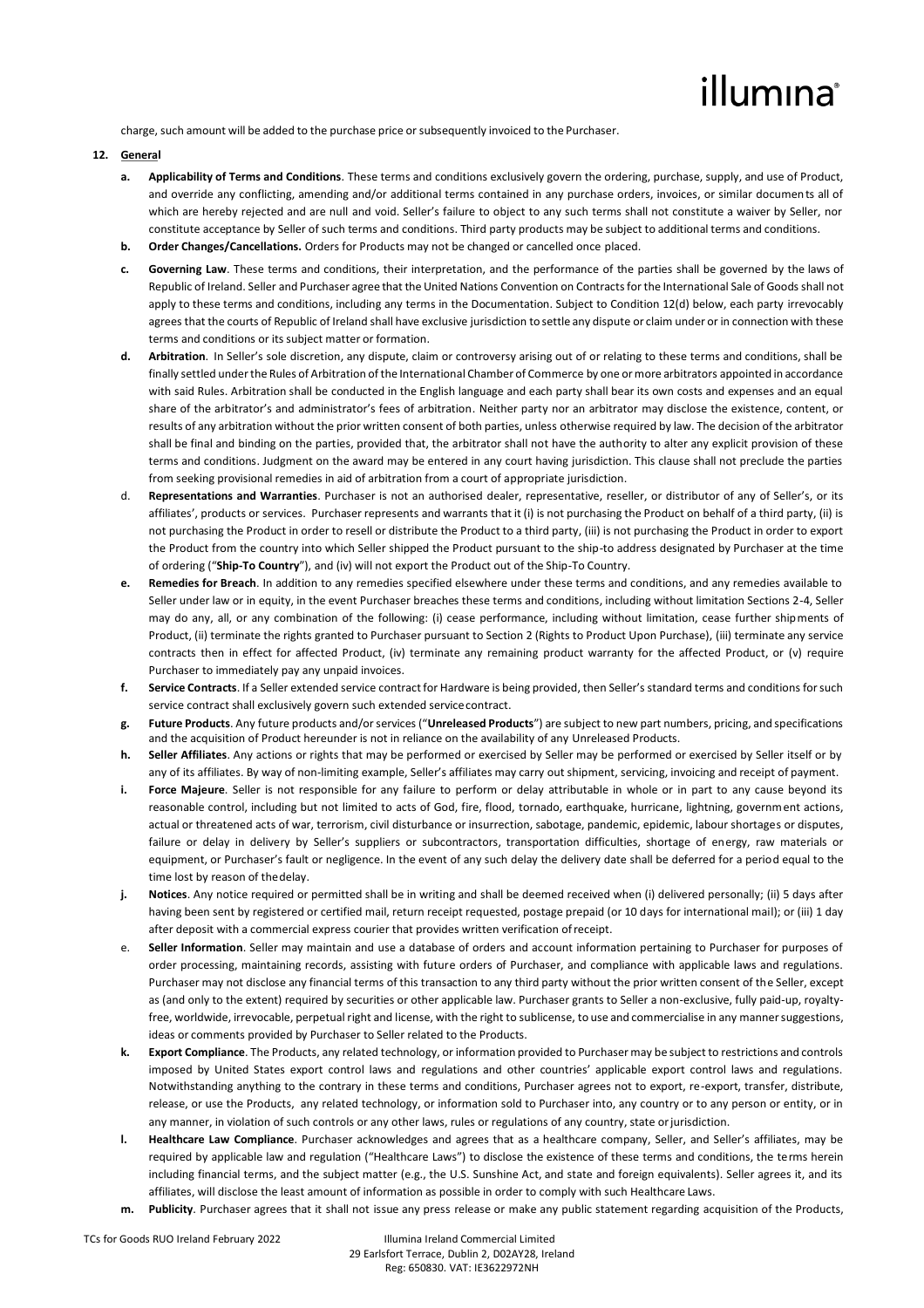charge, such amount will be added to the purchase price or subsequently invoiced to the Purchaser.

**12. General**

- **a. Applicability of Terms and Conditions**. These terms and conditions exclusively govern the ordering, purchase, supply, and use of Product, and override any conflicting, amending and/or additional terms contained in any purchase orders, invoices, or similar documents all of which are hereby rejected and are null and void. Seller's failure to object to any such terms shall not constitute a waiver by Seller, nor constitute acceptance by Seller of such terms and conditions. Third party products may be subject to additional terms and conditions.
- **b. Order Changes/Cancellations.** Orders for Products may not be changed or cancelled once placed.
- **c. Governing Law**. These terms and conditions, their interpretation, and the performance of the parties shall be governed by the laws of Republic of Ireland. Seller and Purchaser agree that the United Nations Convention on Contracts for the International Sale of Goods shall not apply to these terms and conditions, including any terms in the Documentation. Subject to Condition 12(d) below, each party irrevocably agrees that the courts of Republic of Ireland shall have exclusive jurisdiction to settle any dispute or claim under or in connection with these terms and conditions or its subject matter or formation.
- **d. Arbitration**. In Seller's sole discretion, any dispute, claim or controversy arising out of or relating to these terms and conditions, shall be finally settled under the Rules of Arbitration of the International Chamber of Commerce by one or more arbitrators appointed in accordance with said Rules. Arbitration shall be conducted in the English language and each party shall bear its own costs and expenses and an equal share of the arbitrator's and administrator's fees of arbitration. Neither party nor an arbitrator may disclose the existence, content, or results of any arbitration without the prior written consent of both parties, unless otherwise required by law. The decision of the arbitrator shall be final and binding on the parties, provided that, the arbitrator shall not have the authority to alter any explicit provision of these terms and conditions. Judgment on the award may be entered in any court having jurisdiction. This clause shall not preclude the parties from seeking provisional remedies in aid of arbitration from a court of appropriate jurisdiction.
- d. **Representations and Warranties**. Purchaser is not an authorised dealer, representative, reseller, or distributor of any of Seller's, or its affiliates', products or services. Purchaser represents and warrants that it (i) is not purchasing the Product on behalf of a third party, (ii) is not purchasing the Product in order to resell or distribute the Product to a third party, (iii) is not purchasing the Product in order to export the Product from the country into which Seller shipped the Product pursuant to the ship-to address designated by Purchaser at the time of ordering ("**Ship-To Country**"), and (iv) will not export the Product out of the Ship-To Country.
- **e. Remedies for Breach**. In addition to any remedies specified elsewhere under these terms and conditions, and any remedies available to Seller under law or in equity, in the event Purchaser breaches these terms and conditions, including without limitation Sections 2-4, Seller may do any, all, or any combination of the following: (i) cease performance, including without limitation, cease further shipments of Product, (ii) terminate the rights granted to Purchaser pursuant to Section 2 (Rights to Product Upon Purchase), (iii) terminate any service contracts then in effect for affected Product, (iv) terminate any remaining product warranty for the affected Product, or (v) require Purchaser to immediately pay any unpaid invoices.
- **f. Service Contracts**. If a Seller extended service contract for Hardware is being provided, then Seller's standard terms and conditions for such service contract shall exclusively govern such extended service contract.
- **g. Future Products**. Any future products and/or services ("**Unreleased Products**") are subject to new part numbers, pricing, and specifications and the acquisition of Product hereunder is not in reliance on the availability of any Unreleased Products.
- **h. Seller Affiliates**. Any actions or rights that may be performed or exercised by Seller may be performed or exercised by Seller itself or by any of its affiliates. By way of non-limiting example, Seller's affiliates may carry out shipment, servicing, invoicing and receipt of payment.
- **i. Force Majeure**. Seller is not responsible for any failure to perform or delay attributable in whole or in part to any cause beyond its reasonable control, including but not limited to acts of God, fire, flood, tornado, earthquake, hurricane, lightning, government actions, actual or threatened acts of war, terrorism, civil disturbance or insurrection, sabotage, pandemic, epidemic, labour shortages or disputes, failure or delay in delivery by Seller's suppliers or subcontractors, transportation difficulties, shortage of energy, raw materials or equipment, or Purchaser's fault or negligence. In the event of any such delay the delivery date shall be deferred for a period equal to the time lost by reason of the delay.
- **j. Notices**. Any notice required or permitted shall be in writing and shall be deemed received when (i) delivered personally; (ii) 5 days after having been sent by registered or certified mail, return receipt requested, postage prepaid (or 10 days for international mail); or (iii) 1 day after deposit with a commercial express courier that provides written verification of receipt.
- e. **Seller Information**. Seller may maintain and use a database of orders and account information pertaining to Purchaser for purposes of order processing, maintaining records, assisting with future orders of Purchaser, and compliance with applicable laws and regulations. Purchaser may not disclose any financial terms of this transaction to any third party without the prior written consent of the Seller, except as (and only to the extent) required by securities or other applicable law. Purchaser grants to Seller a non-exclusive, fully paid-up, royalty-free, worldwide, irrevocable, perpetual right and license, with the right to sublicense, to use and commercialise in any manner suggestions, ideas or comments provided by Purchaser to Seller related to the Products.
- **k. Export Compliance**. The Products, any related technology, or information provided to Purchaser may be subject to restrictions and controls imposed by United States export control laws and regulations and other countries' applicable export control laws and regulations. Notwithstanding anything to the contrary in these terms and conditions, Purchaser agrees not to export, re-export, transfer, distribute, release, or use the Products, any related technology, or information sold to Purchaser into, any country or to any person or entity, or in any manner, in violation of such controls or any other laws, rules or regulations of any country, state or jurisdiction.
- **l. Healthcare Law Compliance**. Purchaser acknowledges and agrees that as a healthcare company, Seller, and Seller's affiliates, may be required by applicable law and regulation ("Healthcare Laws") to disclose the existence of these terms and conditions, the terms herein including financial terms, and the subject matter (e.g., the U.S. Sunshine Act, and state and foreign equivalents). Seller agrees it, and its affiliates, will disclose the least amount of information as possible in order to comply with such Healthcare Laws.
- **m. Publicity**. Purchaser agrees that it shall not issue any press release or make any public statement regarding acquisition of the Products,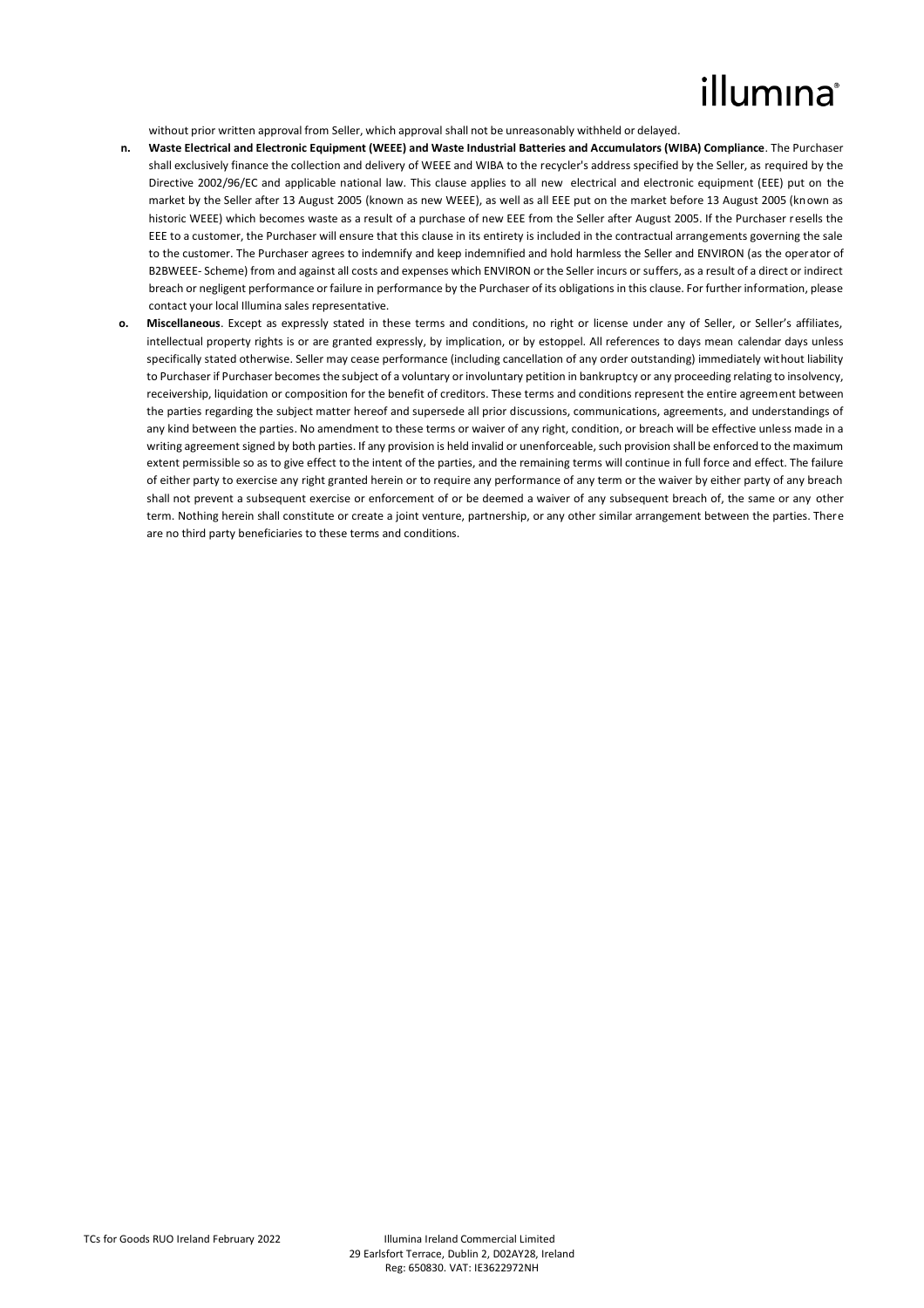without prior written approval from Seller, which approval shall not be unreasonably withheld or delayed.

n. **Waste Electrical and Electronic Equipment (WEEE) and Waste Industrial Batteries and Accumulators (WIBA) Compliance**. The Purchaser shall exclusively finance the collection and delivery of WEEE and WIBA to the recycler's address specified by the Seller, as required by the Directive 2002/96/EC and applicable national law. This clause applies to all new electrical and electronic equipment (EEE) put on the market by the Seller after 13 August 2005 (known as new WEEE), as well as all EEE put on the market before 13 August 2005 (known as historic WEEE) which becomes waste as a result of a purchase of new EEE from the Seller after August 2005. If the Purchaser resells the EEE to a customer, the Purchaser will ensure that this clause in its entirety is included in the contractual arrangements governing the sale to the customer. The Purchaser agrees to indemnify and keep indemnified and hold harmless the Seller and ENVIRON (as the operator of B2BWEEE- Scheme) from and against all costs and expenses which ENVIRON or the Seller incurs or suffers, as a result of a direct or indirect breach or negligent performance or failure in performance by the Purchaser of its obligations in this clause. For further information, please contact your local Illumina sales representative.

o. **Miscellaneous**. Except as expressly stated in these terms and conditions, no right or license under any of Seller, or Seller's affiliates, intellectual property rights is or are granted expressly, by implication, or by estoppel. All references to days mean calendar days unless specifically stated otherwise. Seller may cease performance (including cancellation of any order outstanding) immediately without liability to Purchaser if Purchaser becomes the subject of a voluntary or involuntary petition in bankruptcy or any proceeding relating to insolvency, receivership, liquidation or composition for the benefit of creditors. These terms and conditions represent the entire agreement between the parties regarding the subject matter hereof and supersede all prior discussions, communications, agreements, and understandings of any kind between the parties. No amendment to these terms or waiver of any right, condition, or breach will be effective unless made in a writing agreement signed by both parties. If any provision is held invalid or unenforceable, such provision shall be enforced to the maximum extent permissible so as to give effect to the intent of the parties, and the remaining terms will continue in full force and effect. The failure of either party to exercise any right granted herein or to require any performance of any term or the waiver by either party of any breach shall not prevent a subsequent exercise or enforcement of or be deemed a waiver of any subsequent breach of, the same or any other term. Nothing herein shall constitute or create a joint venture, partnership, or any other similar arrangement between the parties. There are no third party beneficiaries to these terms and conditions.